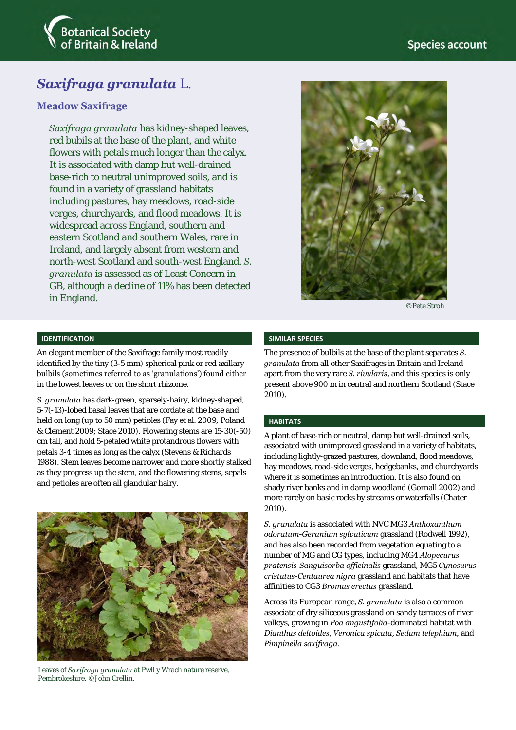Botanical Society of Britain & Ireland

Species account

# *Saxifraga granulata* L.

## Meadow Saxifrage

*Saxifraga granulata* has kidney-shaped leaves, red bubils at the base of the plant, and white flowers with petals much longer than the calyx. It is associated with damp but well-drained base-rich to neutral unimproved soils, and is found in a variety of grassland habitats including pastures, hay meadows, road-side verges, churchyards, and flood meadows. It is widespread across England, southern and eastern Scotland and southern Wales, rare in Ireland, and largely absent from western and north-west Scotland and south-west England. *S. granulata* is assessed as of Least Concern in GB, although a decline of 11% has been detected in England.

©Pete Stroh

### IDENTIFICATION

An elegant member of the Saxifrage family most readily identified by the tiny (3-5 mm) spherical pink or red axillary bulbils (sometimes referred to as 'granulations') found either in the lowest leaves or on the short rhizome.

*S. granulata* has dark-green, sparsely-hairy, kidney-shaped, 5-7(-13)-lobed basal leaves that are cordate at the base and held on long (up to 50 mm) petioles (Fay et al. 2009; Poland & Clement 2009; Stace 2010). Flowering stems are 15-30(-50) cm tall, and hold 5-petaled white protandrous flowers with petals 3-4 times as long as the calyx (Stevens & Richards 1988). Stem leaves become narrower and more shortly stalked as they progress up the stem, and the flowering stems, sepals and petioles are often all glandular hairy.

Leaves of *Saxifraga granulata* at Pwll y Wrach nature reserve, Pembrokeshire. ©John Crellin.

### SIMILAR SPECIES

The presence of bulbils at the base of the plant separates *S. granulata* from all other Saxifrages in Britain and Ireland apart from the very rare *S. rivularis*, and this species is only present above 900 m in central and northern Scotland (Stace 2010).

### HABITATS

A plant of base-rich or neutral, damp but well-drained soils, associated with unimproved grassland in a variety of habitats, including lightly-grazed pastures, downland, flood meadows, hay meadows, road-side verges, hedgebanks, and churchyards where it is sometimes an introduction. It is also found on shady river banks and in damp woodland (Gornall 2002) and more rarely on basic rocks by streams or waterfalls (Chater 2010).

*S. granulata* is associated with NVC MG3 *Anthoxanthum odoratum-Geranium sylvaticum* grassland (Rodwell 1992), and has also been recorded from vegetation equating to a number of MG and CG types, including MG4 *Alopecurus pratensis-Sanguisorba officinalis* grassland, MG5 *Cynosurus cristatus-Centaurea nigra* grassland and habitats that have affinities to CG3 *Bromus erectus* grassland.

Across its European range, *S. granulata* is also a common associate of dry siliceous grassland on sandy terraces of river valleys, growing in *Poa angustifolia*-dominated habitat with *Dianthus deltoides*, *Veronica spicata*, *Sedum telephium*, and *Pimpinella saxifraga*.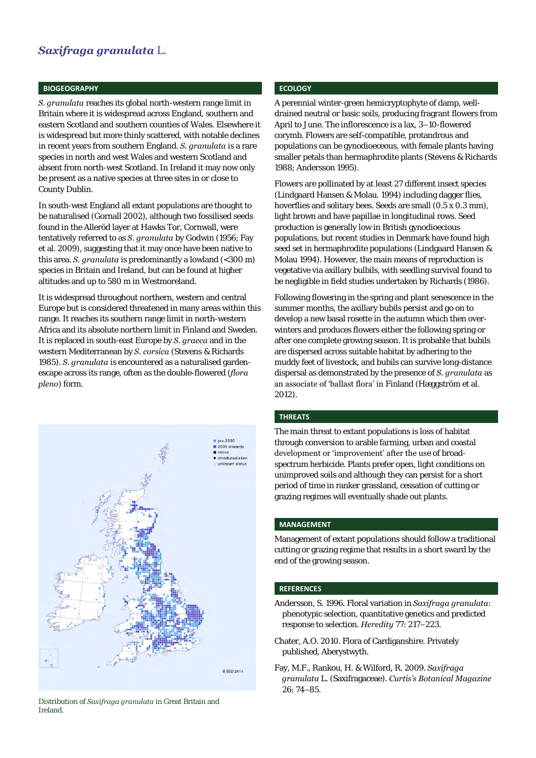# *Saxifraga granulata* L.

## BIOGEOGRAPHY

*S. granulata* reaches its global north-western range limit in Britain where it is widespread across England, southern and eastern Scotland and southern counties of Wales. Elsewhere it is widespread but more thinly scattered, with notable declines in recent years from southern England. *S. granulata* is a rare species in north and west Wales and western Scotland and absent from north-west Scotland. In Ireland it may now only be present as a native species at three sites in or close to County Dublin.

In south-west England all extant populations are thought to be naturalised (Gornall 2002), although two fossilised seeds found in the Alleröd layer at Hawks Tor, Cornwall, were tentatively referred to as *S. granulata* by Godwin (1956; Fay et al. 2009), suggesting that it may once have been native to this area. *S. granulata* is predominantly a lowland (<300 m) species in Britain and Ireland, but can be found at higher altitudes and up to 580 m in Westmoreland.

It is widespread throughout northern, western and central Europe but is considered threatened in many areas within this range. It reaches its southern range limit in north-western Africa and its absolute northern limit in Finland and Sweden. It is replaced in south-east Europe by *S. graeca* and in the western Mediterranean by *S. corsica* (Stevens & Richards 1985). *S. granulata* is encountered as a naturalised garden-escape across its range, often as the double-flowered (*flora pleno*) form.

Distribution of *Saxifraga granulata* in Great Britain and Ireland.

## ECOLOGY

A perennial winter-green hemicryptophyte of damp, well-drained neutral or basic soils, producing fragrant flowers from April to June. The inflorescence is a lax, 3–10-flowered corymb. Flowers are self-compatible, protandrous and populations can be gynodioeceous, with female plants having smaller petals than hermaphrodite plants (Stevens & Richards 1988; Andersson 1995).

Flowers are pollinated by at least 27 different insect species (Lindgaard Hansen & Molau. 1994) including dagger flies, hoverflies and solitary bees. Seeds are small (0.5 x 0.3 mm), light brown and have papillae in longitudinal rows. Seed production is generally low in British gynodioecious populations, but recent studies in Denmark have found high seed set in hermaphrodite populations (Lindgaard Hansen & Molau 1994). However, the main means of reproduction is vegetative via axillary bulbils, with seedling survival found to be negligible in field studies undertaken by Richards (1986).

Following flowering in the spring and plant senescence in the summer months, the axillary bubils persist and go on to develop a new basal rosette in the autumn which then over-winters and produces flowers either the following spring or after one complete growing season. It is probable that bubils are dispersed across suitable habitat by adhering to the muddy feet of livestock, and bubils can survive long-distance dispersal as demonstrated by the presence of *S. granulata* as an associate of 'ballast flora' in Finland (Hæggström et al. 2012).

## THREATS

The main threat to extant populations is loss of habitat through conversion to arable farming, urban and coastal development or 'improvement' after the use of broad-spectrum herbicide. Plants prefer open, light conditions on unimproved soils and although they can persist for a short period of time in ranker grassland, cessation of cutting or grazing regimes will eventually shade out plants.

## MANAGEMENT

Management of extant populations should follow a traditional cutting or grazing regime that results in a short sward by the end of the growing season.

## REFERENCES

Andersson, S. 1996. Floral variation in *Saxifraga granulata*: phenotypic selection, quantitative genetics and predicted response to selection. *Heredity* 77: 217–223.

Chater, A.O. 2010. Flora of Cardiganshire. Privately published, Aberystwyth.

Fay, M.F., Rankou, H. & Wilford, R. 2009. *Saxifraga granulata* L. (Saxifragaceae). *Curtis's Botanical Magazine* 26: 74–85.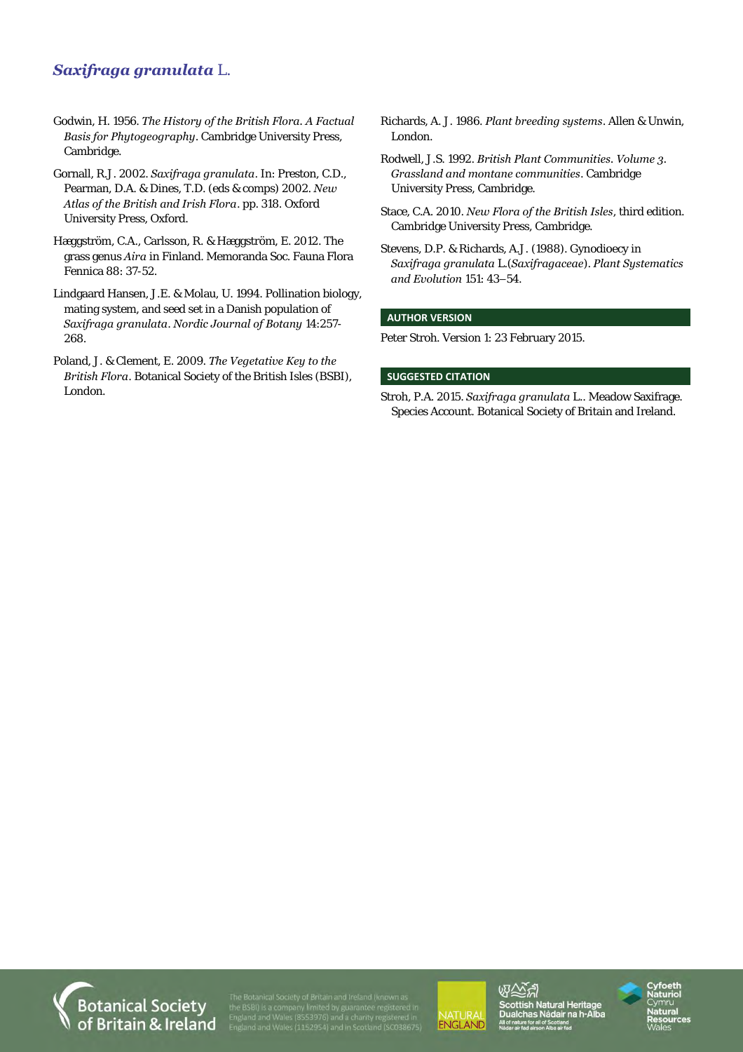Godwin, H. 1956. *The History of the British Flora. A Factual Basis for Phytogeography*. Cambridge University Press, Cambridge.

Gornall, R.J. 2002. *Saxifraga granulata*. In: Preston, C.D., Pearman, D.A. & Dines, T.D. (eds & comps) 2002. *New Atlas of the British and Irish Flora*. pp. 318. Oxford University Press, Oxford.

Hæggström, C.A., Carlsson, R. & Hæggström, E. 2012. The grass genus *Aira* in Finland. Memoranda Soc. Fauna Flora Fennica 88: 37-52.

Lindgaard Hansen, J.E. & Molau, U. 1994. Pollination biology, mating system, and seed set in a Danish population of *Saxifraga granulata*. *Nordic Journal of Botany* 14:257-268.

Poland, J. & Clement, E. 2009. *The Vegetative Key to the British Flora*. Botanical Society of the British Isles (BSBI), London.

Richards, A. J. 1986. *Plant breeding systems*. Allen & Unwin, London.

Rodwell, J.S. 1992. *British Plant Communities. Volume 3. Grassland and montane communities*. Cambridge University Press, Cambridge.

Stace, C.A. 2010. *New Flora of the British Isles*, third edition. Cambridge University Press, Cambridge.

Stevens, D.P. & Richards, A.J. (1988). Gynodioecy in *Saxifraga granulata* L.(*Saxifragaceae*). *Plant Systematics and Evolution* 151: 43–54.

## AUTHOR VERSION

Peter Stroh. Version 1: 23 February 2015.

## SUGGESTED CITATION

Stroh, P.A. 2015. *Saxifraga granulata* L.. Meadow Saxifrage. Species Account. Botanical Society of Britain and Ireland.

Botanical Society of Britain & Ireland

The Botanical Society of Britain and Ireland (known as the BSBI) is a company limited by guarantee registered in England and Wales (8553976) and a charity registered in England and Wales (1152954) and in Scotland (SC038675)

NATURAL ENGLAND

Scottish Natural Heritage
Dualchas Nàdair na h-Alba
All of nature for all of Scotland
Nàdar air fad airson Alba air fad

Cyfoeth Naturiol Cymru
Natural Resources Wales